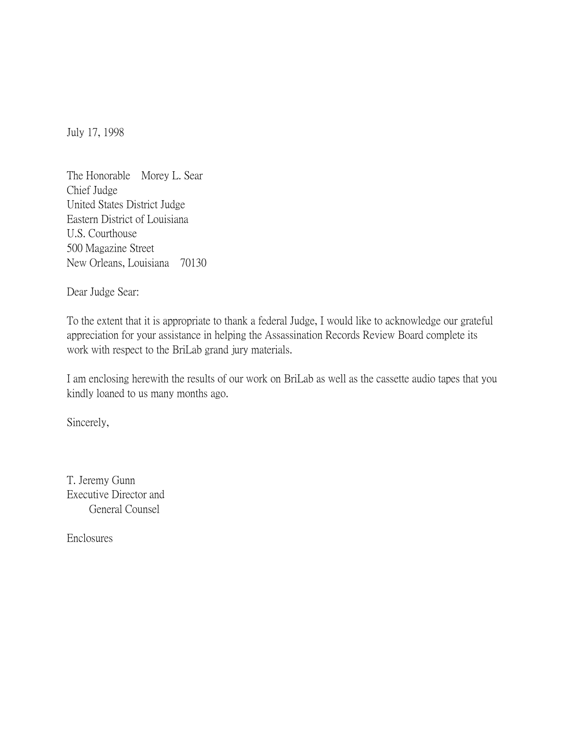July 17, 1998

The Honorable Morey L. Sear
Chief Judge
United States District Judge
Eastern District of Louisiana
U.S. Courthouse
500 Magazine Street
New Orleans, Louisiana 70130

Dear Judge Sear:

To the extent that it is appropriate to thank a federal Judge, I would like to acknowledge our grateful appreciation for your assistance in helping the Assassination Records Review Board complete its work with respect to the BriLab grand jury materials.

I am enclosing herewith the results of our work on BriLab as well as the cassette audio tapes that you kindly loaned to us many months ago.

Sincerely,

T. Jeremy Gunn
Executive Director and
General Counsel

Enclosures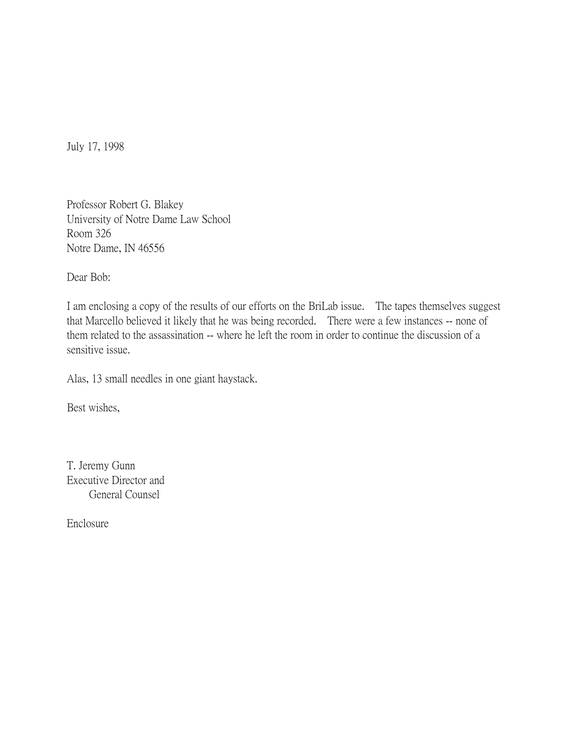July 17, 1998

Professor Robert G. Blakey
University of Notre Dame Law School
Room 326
Notre Dame, IN 46556

Dear Bob:

I am enclosing a copy of the results of our efforts on the BriLab issue. The tapes themselves suggest that Marcello believed it likely that he was being recorded. There were a few instances -- none of them related to the assassination -- where he left the room in order to continue the discussion of a sensitive issue.

Alas, 13 small needles in one giant haystack.

Best wishes,

T. Jeremy Gunn
Executive Director and
General Counsel

Enclosure